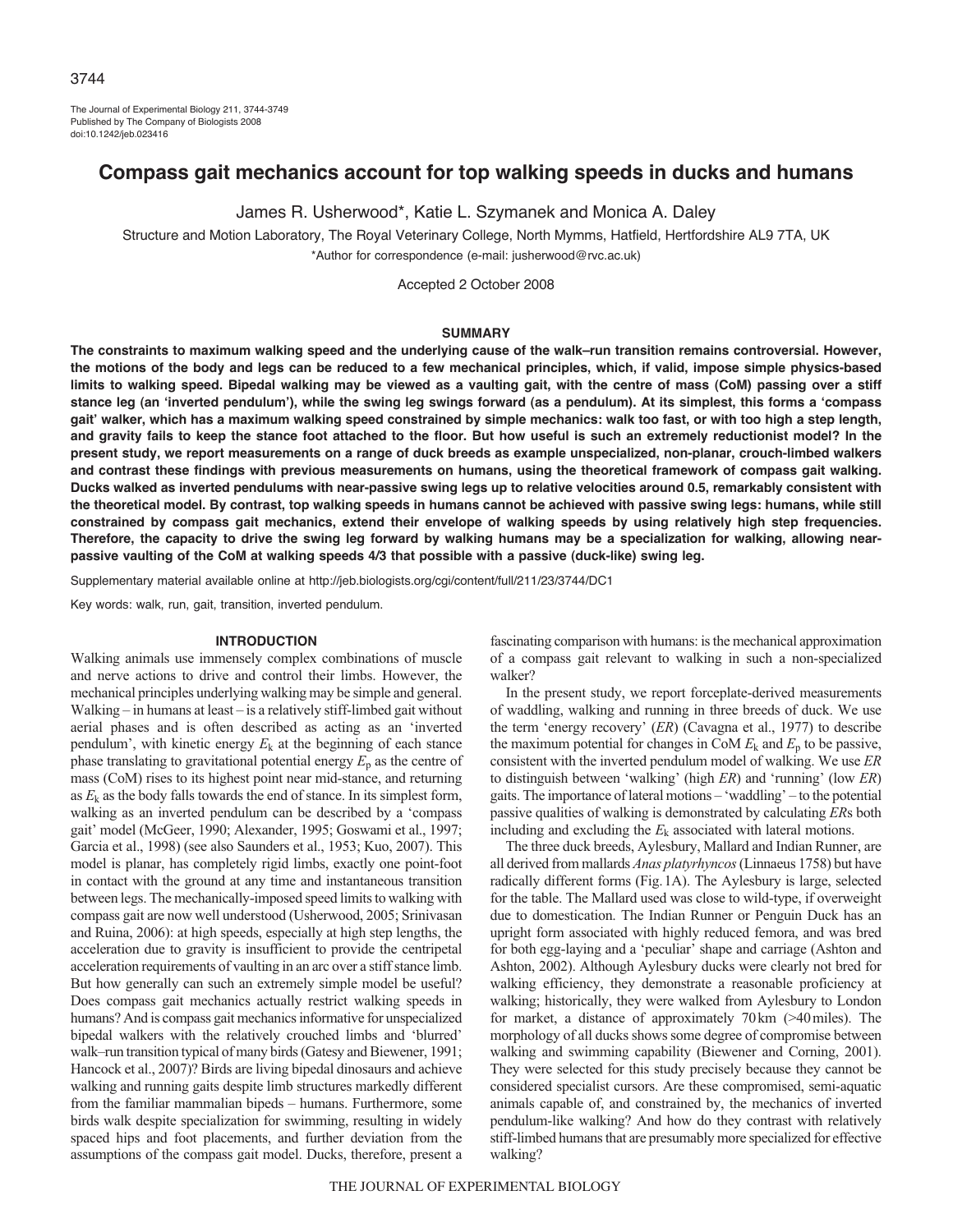# Compass gait mechanics account for top walking speeds in ducks and humans

James R. Usherwood*, Katie L. Szymanek and Monica A. Daley

Structure and Motion Laboratory, The Royal Veterinary College, North Mymms, Hatfield, Hertfordshire AL9 7TA, UK

*Author for correspondence (e-mail: jusherwood@rvc.ac.uk)

Accepted 2 October 2008

## SUMMARY

**The constraints to maximum walking speed and the underlying cause of the walk–run transition remains controversial. However, the motions of the body and legs can be reduced to a few mechanical principles, which, if valid, impose simple physics-based limits to walking speed. Bipedal walking may be viewed as a vaulting gait, with the centre of mass (CoM) passing over a stiff stance leg (an 'inverted pendulum'), while the swing leg swings forward (as a pendulum). At its simplest, this forms a 'compass gait' walker, which has a maximum walking speed constrained by simple mechanics: walk too fast, or with too high a step length, and gravity fails to keep the stance foot attached to the floor. But how useful is such an extremely reductionist model? In the present study, we report measurements on a range of duck breeds as example unspecialized, non-planar, crouch-limbed walkers and contrast these findings with previous measurements on humans, using the theoretical framework of compass gait walking. Ducks walked as inverted pendulums with near-passive swing legs up to relative velocities around 0.5, remarkably consistent with the theoretical model. By contrast, top walking speeds in humans cannot be achieved with passive swing legs: humans, while still constrained by compass gait mechanics, extend their envelope of walking speeds by using relatively high step frequencies. Therefore, the capacity to drive the swing leg forward by walking humans may be a specialization for walking, allowing near-passive vaulting of the CoM at walking speeds 4/3 that possible with a passive (duck-like) swing leg.**

Supplementary material available online at http://jeb.biologists.org/cgi/content/full/211/23/3744/DC1

Key words: walk, run, gait, transition, inverted pendulum.

## INTRODUCTION

Walking animals use immensely complex combinations of muscle and nerve actions to drive and control their limbs. However, the mechanical principles underlying walking may be simple and general. Walking – in humans at least – is a relatively stiff-limbed gait without aerial phases and is often described as acting as an 'inverted pendulum', with kinetic energy $E_k$ at the beginning of each stance phase translating to gravitational potential energy $E_p$ as the centre of mass (CoM) rises to its highest point near mid-stance, and returning as $E_k$ as the body falls towards the end of stance. In its simplest form, walking as an inverted pendulum can be described by a 'compass gait' model (McGeer, 1990; Alexander, 1995; Goswami et al., 1997; Garcia et al., 1998) (see also Saunders et al., 1953; Kuo, 2007). This model is planar, has completely rigid limbs, exactly one point-foot in contact with the ground at any time and instantaneous transition between legs. The mechanically-imposed speed limits to walking with compass gait are now well understood (Usherwood, 2005; Srinivasan and Ruina, 2006): at high speeds, especially at high step lengths, the acceleration due to gravity is insufficient to provide the centripetal acceleration requirements of vaulting in an arc over a stiff stance limb. But how generally can such an extremely simple model be useful? Does compass gait mechanics actually restrict walking speeds in humans? And is compass gait mechanics informative for unspecialized bipedal walkers with the relatively crouched limbs and 'blurred' walk–run transition typical of many birds (Gatesy and Biewener, 1991; Hancock et al., 2007)? Birds are living bipedal dinosaurs and achieve walking and running gaits despite limb structures markedly different from the familiar mammalian bipeds – humans. Furthermore, some birds walk despite specialization for swimming, resulting in widely spaced hips and foot placements, and further deviation from the assumptions of the compass gait model. Ducks, therefore, present a fascinating comparison with humans: is the mechanical approximation of a compass gait relevant to walking in such a non-specialized walker?

In the present study, we report forceplate-derived measurements of waddling, walking and running in three breeds of duck. We use the term 'energy recovery' (*ER*) (Cavagna et al., 1977) to describe the maximum potential for changes in CoM $E_k$ and $E_p$ to be passive, consistent with the inverted pendulum model of walking. We use *ER* to distinguish between 'walking' (high *ER*) and 'running' (low *ER*) gaits. The importance of lateral motions – 'waddling' – to the potential passive qualities of walking is demonstrated by calculating *ER*s both including and excluding the $E_k$ associated with lateral motions.

The three duck breeds, Aylesbury, Mallard and Indian Runner, are all derived from mallards *Anas platyrhynchos* (Linnaeus 1758) but have radically different forms (Fig. 1A). The Aylesbury is large, selected for the table. The Mallard used was close to wild-type, if overweight due to domestication. The Indian Runner or Penguin Duck has an upright form associated with highly reduced femora, and was bred for both egg-laying and a 'peculiar' shape and carriage (Ashton and Ashton, 2002). Although Aylesbury ducks were clearly not bred for walking efficiency, they demonstrate a reasonable proficiency at walking; historically, they were walked from Aylesbury to London for market, a distance of approximately 70 km (>40 miles). The morphology of all ducks shows some degree of compromise between walking and swimming capability (Biewener and Corning, 2001). They were selected for this study precisely because they cannot be considered specialist cursors. Are these compromised, semi-aquatic animals capable of, and constrained by, the mechanics of inverted pendulum-like walking? And how do they contrast with relatively stiff-limbed humans that are presumably more specialized for effective walking?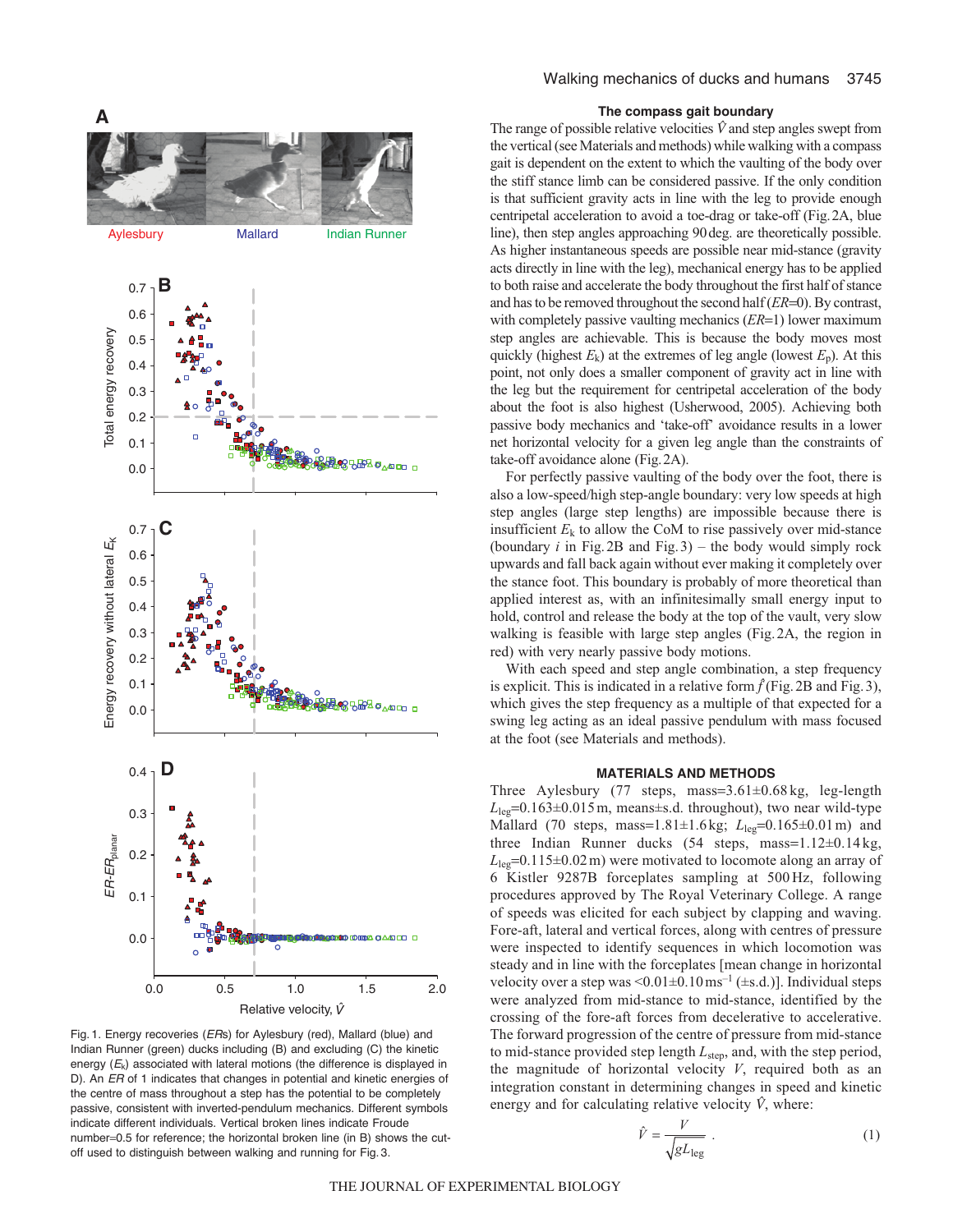Fig. 1. Energy recoveries (*ER*s) for Aylesbury (red), Mallard (blue) and Indian Runner (green) ducks including (B) and excluding (C) the kinetic energy ($E_k$) associated with lateral motions (the difference is displayed in D). An *ER* of 1 indicates that changes in potential and kinetic energies of the centre of mass throughout a step has the potential to be completely passive, consistent with inverted-pendulum mechanics. Different symbols indicate different individuals. Vertical broken lines indicate Froude number=0.5 for reference; the horizontal broken line (in B) shows the cut-off used to distinguish between walking and running for Fig. 3.

### The compass gait boundary

The range of possible relative velocities $\hat{V}$ and step angles swept from the vertical (see Materials and methods) while walking with a compass gait is dependent on the extent to which the vaulting of the body over the stiff stance limb can be considered passive. If the only condition is that sufficient gravity acts in line with the leg to provide enough centripetal acceleration to avoid a toe-drag or take-off (Fig. 2A, blue line), then step angles approaching 90 deg. are theoretically possible. As higher instantaneous speeds are possible near mid-stance (gravity acts directly in line with the leg), mechanical energy has to be applied to both raise and accelerate the body throughout the first half of stance and has to be removed throughout the second half (*ER*=0). By contrast, with completely passive vaulting mechanics (*ER*=1) lower maximum step angles are achievable. This is because the body moves most quickly (highest $E_k$) at the extremes of leg angle (lowest $E_p$). At this point, not only does a smaller component of gravity act in line with the leg but the requirement for centripetal acceleration of the body about the foot is also highest (Usherwood, 2005). Achieving both passive body mechanics and 'take-off' avoidance results in a lower net horizontal velocity for a given leg angle than the constraints of take-off avoidance alone (Fig. 2A).

For perfectly passive vaulting of the body over the foot, there is also a low-speed/high step-angle boundary: very low speeds at high step angles (large step lengths) are impossible because there is insufficient $E_k$ to allow the CoM to rise passively over mid-stance (boundary *i* in Fig. 2B and Fig. 3) – the body would simply rock upwards and fall back again without ever making it completely over the stance foot. This boundary is probably of more theoretical than applied interest as, with an infinitesimally small energy input to hold, control and release the body at the top of the vault, very slow walking is feasible with large step angles (Fig. 2A, the region in red) with very nearly passive body motions.

With each speed and step angle combination, a step frequency is explicit. This is indicated in a relative form $\hat{f}$ (Fig. 2B and Fig. 3), which gives the step frequency as a multiple of that expected for a swing leg acting as an ideal passive pendulum with mass focused at the foot (see Materials and methods).

## MATERIALS AND METHODS

Three Aylesbury (77 steps, mass=3.61±0.68 kg, leg-length $L_{leg}$=0.163±0.015 m, means±s.d. throughout), two near wild-type Mallard (70 steps, mass=1.81±1.6 kg; $L_{leg}$=0.165±0.01 m) and three Indian Runner ducks (54 steps, mass=1.12±0.14 kg, $L_{leg}$=0.115±0.02 m) were motivated to locomote along an array of 6 Kistler 9287B forceplates sampling at 500 Hz, following procedures approved by The Royal Veterinary College. A range of speeds was elicited for each subject by clapping and waving. Fore-aft, lateral and vertical forces, along with centres of pressure were inspected to identify sequences in which locomotion was steady and in line with the forceplates [mean change in horizontal velocity over a step was <0.01±0.10 m s$^{-1}$ (±s.d.)]. Individual steps were analyzed from mid-stance to mid-stance, identified by the crossing of the fore-aft forces from decelerative to accelerative. The forward progression of the centre of pressure from mid-stance to mid-stance provided step length $L_{step}$, and, with the step period, the magnitude of horizontal velocity $V$, required both as an integration constant in determining changes in speed and kinetic energy and for calculating relative velocity $\hat{V}$, where:

$$\hat{V} = \frac{V}{\sqrt{gL_{leg}}} \, . \tag{1}$$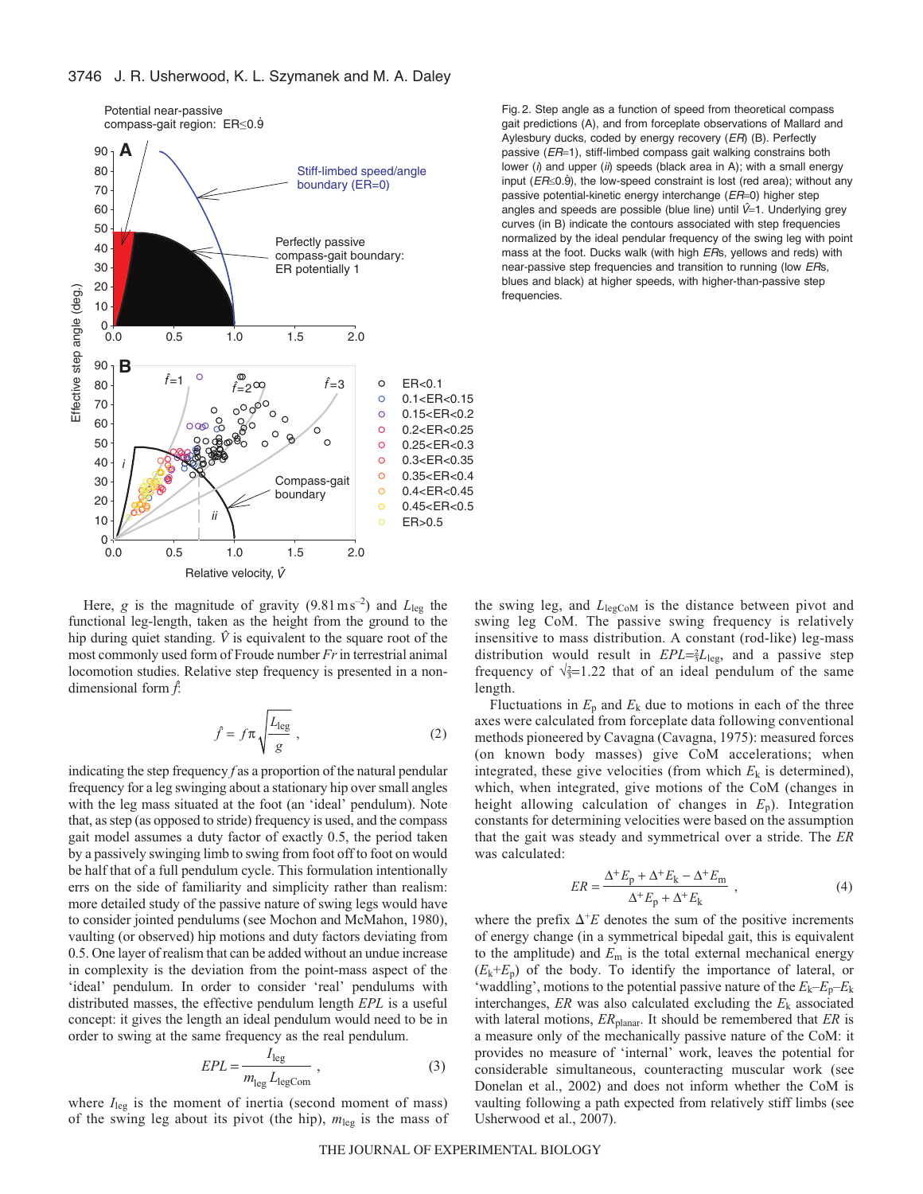Fig. 2. Step angle as a function of speed from theoretical compass gait predictions (A), and from forceplate observations of Mallard and Aylesbury ducks, coded by energy recovery (*ER*) (B). Perfectly passive (*ER*=1), stiff-limbed compass gait walking constrains both lower (*i*) and upper (*ii*) speeds (black area in A); with a small energy input ($ER\lesssim 0.\dot{9}$), the low-speed constraint is lost (red area); without any passive potential-kinetic energy interchange (*ER*=0) higher step angles and speeds are possible (blue line) until $\hat{V}$=1. Underlying grey curves (in B) indicate the contours associated with step frequencies normalized by the ideal pendular frequency of the swing leg with point mass at the foot. Ducks walk (with high *ER*s, yellows and reds) with near-passive step frequencies and transition to running (low *ER*s, blues and black) at higher speeds, with higher-than-passive step frequencies.

Here, $g$ is the magnitude of gravity (9.81 m s$^{-2}$) and $L_{leg}$ the functional leg-length, taken as the height from the ground to the hip during quiet standing. $\hat{V}$ is equivalent to the square root of the most commonly used form of Froude number *Fr* in terrestrial animal locomotion studies. Relative step frequency is presented in a non-dimensional form $\hat{f}$:

$$\hat{f} = f\pi\sqrt{\frac{L_{leg}}{g}}\,, \tag{2}$$

indicating the step frequency $f$ as a proportion of the natural pendular frequency for a leg swinging about a stationary hip over small angles with the leg mass situated at the foot (an 'ideal' pendulum). Note that, as step (as opposed to stride) frequency is used, and the compass gait model assumes a duty factor of exactly 0.5, the period taken by a passively swinging limb to swing from foot off to foot on would be half that of a full pendulum cycle. This formulation intentionally errs on the side of familiarity and simplicity rather than realism: more detailed study of the passive nature of swing legs would have to consider jointed pendulums (see Mochon and McMahon, 1980), vaulting (or observed) hip motions and duty factors deviating from 0.5. One layer of realism that can be added without an undue increase in complexity is the deviation from the point-mass aspect of the 'ideal' pendulum. In order to consider 'real' pendulums with distributed masses, the effective pendulum length *EPL* is a useful concept: it gives the length an ideal pendulum would need to be in order to swing at the same frequency as the real pendulum.

$$EPL = \frac{I_{leg}}{m_{leg}\,L_{legCom}}\,, \tag{3}$$

where $I_{leg}$ is the moment of inertia (second moment of mass) of the swing leg about its pivot (the hip), $m_{leg}$ is the mass of the swing leg, and $L_{legCoM}$ is the distance between pivot and swing leg CoM. The passive swing frequency is relatively insensitive to mass distribution. A constant (rod-like) leg-mass distribution would result in $EPL=\frac{2}{3}L_{leg}$, and a passive step frequency of $\sqrt{\frac{3}{2}}$=1.22 that of an ideal pendulum of the same length.

Fluctuations in $E_p$ and $E_k$ due to motions in each of the three axes were calculated from forceplate data following conventional methods pioneered by Cavagna (Cavagna, 1975): measured forces (on known body masses) give CoM accelerations; when integrated, these give velocities (from which $E_k$ is determined), which, when integrated, give motions of the CoM (changes in height allowing calculation of changes in $E_p$). Integration constants for determining velocities were based on the assumption that the gait was steady and symmetrical over a stride. The *ER* was calculated:

$$ER = \frac{\Delta^{+}E_p + \Delta^{+}E_k - \Delta^{+}E_m}{\Delta^{+}E_p + \Delta^{+}E_k}\,, \tag{4}$$

where the prefix $\Delta^{+}E$ denotes the sum of the positive increments of energy change (in a symmetrical bipedal gait, this is equivalent to the amplitude) and $E_m$ is the total external mechanical energy ($E_k$+$E_p$) of the body. To identify the importance of lateral, or 'waddling', motions to the potential passive nature of the $E_k$–$E_p$–$E_k$ interchanges, *ER* was also calculated excluding the $E_k$ associated with lateral motions, $ER_{planar}$. It should be remembered that *ER* is a measure only of the mechanically passive nature of the CoM: it provides no measure of 'internal' work, leaves the potential for considerable simultaneous, counteracting muscular work (see Donelan et al., 2002) and does not inform whether the CoM is vaulting following a path expected from relatively stiff limbs (see Usherwood et al., 2007).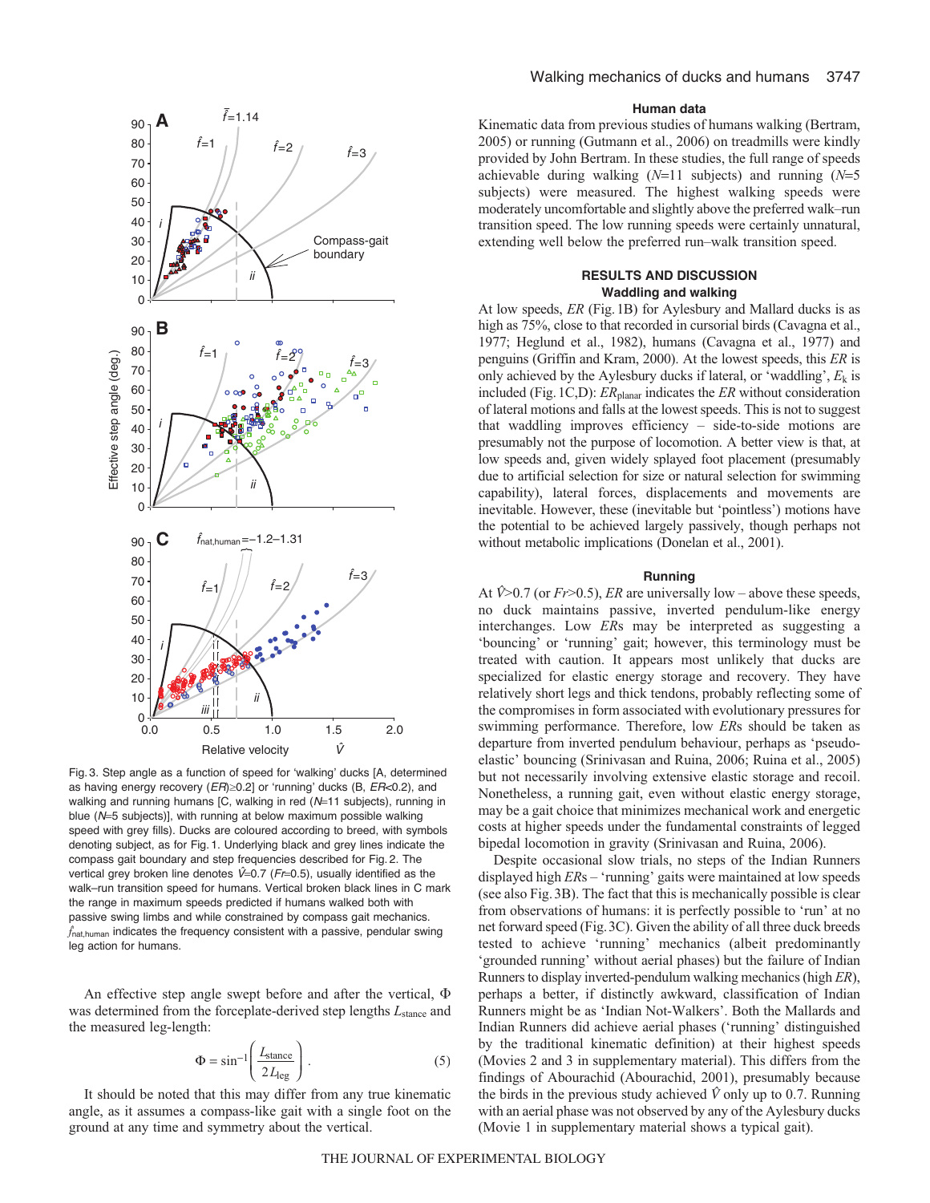Fig. 3. Step angle as a function of speed for 'walking' ducks [A, determined as having energy recovery ($ER$)≥0.2] or 'running' ducks (B, $ER$<0.2), and walking and running humans [C, walking in red ($N$=11 subjects), running in blue ($N$=5 subjects)], with running at below maximum possible walking speed with grey fills). Ducks are coloured according to breed, with symbols denoting subject, as for Fig. 1. Underlying black and grey lines indicate the compass gait boundary and step frequencies described for Fig. 2. The vertical grey broken line denotes $\hat{V}$=0.7 ($Fr$=0.5), usually identified as the walk–run transition speed for humans. Vertical broken black lines in C mark the range in maximum speeds predicted if humans walked both with passive swing limbs and while constrained by compass gait mechanics. $\hat{f}_{nat,human}$ indicates the frequency consistent with a passive, pendular swing leg action for humans.

An effective step angle swept before and after the vertical, Φ was determined from the forceplate-derived step lengths $L_{stance}$ and the measured leg-length:

$$\Phi = \sin^{-1}\left(\frac{L_{stance}}{2L_{leg}}\right). \quad (5)$$

It should be noted that this may differ from any true kinematic angle, as it assumes a compass-like gait with a single foot on the ground at any time and symmetry about the vertical.

### Human data

Kinematic data from previous studies of humans walking (Bertram, 2005) or running (Gutmann et al., 2006) on treadmills were kindly provided by John Bertram. In these studies, the full range of speeds achievable during walking ($N$=11 subjects) and running ($N$=5 subjects) were measured. The highest walking speeds were moderately uncomfortable and slightly above the preferred walk–run transition speed. The low running speeds were certainly unnatural, extending well below the preferred run–walk transition speed.

## RESULTS AND DISCUSSION

### Waddling and walking

At low speeds, $ER$ (Fig. 1B) for Aylesbury and Mallard ducks is as high as 75%, close to that recorded in cursorial birds (Cavagna et al., 1977; Heglund et al., 1982), humans (Cavagna et al., 1977) and penguins (Griffin and Kram, 2000). At the lowest speeds, this $ER$ is only achieved by the Aylesbury ducks if lateral, or 'waddling', $E_k$ is included (Fig. 1C,D): $ER_{planar}$ indicates the $ER$ without consideration of lateral motions and falls at the lowest speeds. This is not to suggest that waddling improves efficiency – side-to-side motions are presumably not the purpose of locomotion. A better view is that, at low speeds and, given widely splayed foot placement (presumably due to artificial selection for size or natural selection for swimming capability), lateral forces, displacements and movements are inevitable. However, these (inevitable but 'pointless') motions have the potential to be achieved largely passively, though perhaps not without metabolic implications (Donelan et al., 2001).

### Running

At $\hat{V}$>0.7 (or $Fr$>0.5), $ER$ are universally low – above these speeds, no duck maintains passive, inverted pendulum-like energy interchanges. Low $ER$s may be interpreted as suggesting a 'bouncing' or 'running' gait; however, this terminology must be treated with caution. It appears most unlikely that ducks are specialized for elastic energy storage and recovery. They have relatively short legs and thick tendons, probably reflecting some of the compromises in form associated with evolutionary pressures for swimming performance. Therefore, low $ER$s should be taken as departure from inverted pendulum behaviour, perhaps as 'pseudo-elastic' bouncing (Srinivasan and Ruina, 2006; Ruina et al., 2005) but not necessarily involving extensive elastic storage and recoil. Nonetheless, a running gait, even without elastic energy storage, may be a gait choice that minimizes mechanical work and energetic costs at higher speeds under the fundamental constraints of legged bipedal locomotion in gravity (Srinivasan and Ruina, 2006).

Despite occasional slow trials, no steps of the Indian Runners displayed high $ER$s – 'running' gaits were maintained at low speeds (see also Fig. 3B). The fact that this is mechanically possible is clear from observations of humans: it is perfectly possible to 'run' at no net forward speed (Fig. 3C). Given the ability of all three duck breeds tested to achieve 'running' mechanics (albeit predominantly 'grounded running' without aerial phases) but the failure of Indian Runners to display inverted-pendulum walking mechanics (high $ER$), perhaps a better, if distinctly awkward, classification of Indian Runners might be as 'Indian Not-Walkers'. Both the Mallards and Indian Runners did achieve aerial phases ('running' distinguished by the traditional kinematic definition) at their highest speeds (Movies 2 and 3 in supplementary material). This differs from the findings of Abourachid (Abourachid, 2001), presumably because the birds in the previous study achieved $\hat{V}$ only up to 0.7. Running with an aerial phase was not observed by any of the Aylesbury ducks (Movie 1 in supplementary material shows a typical gait).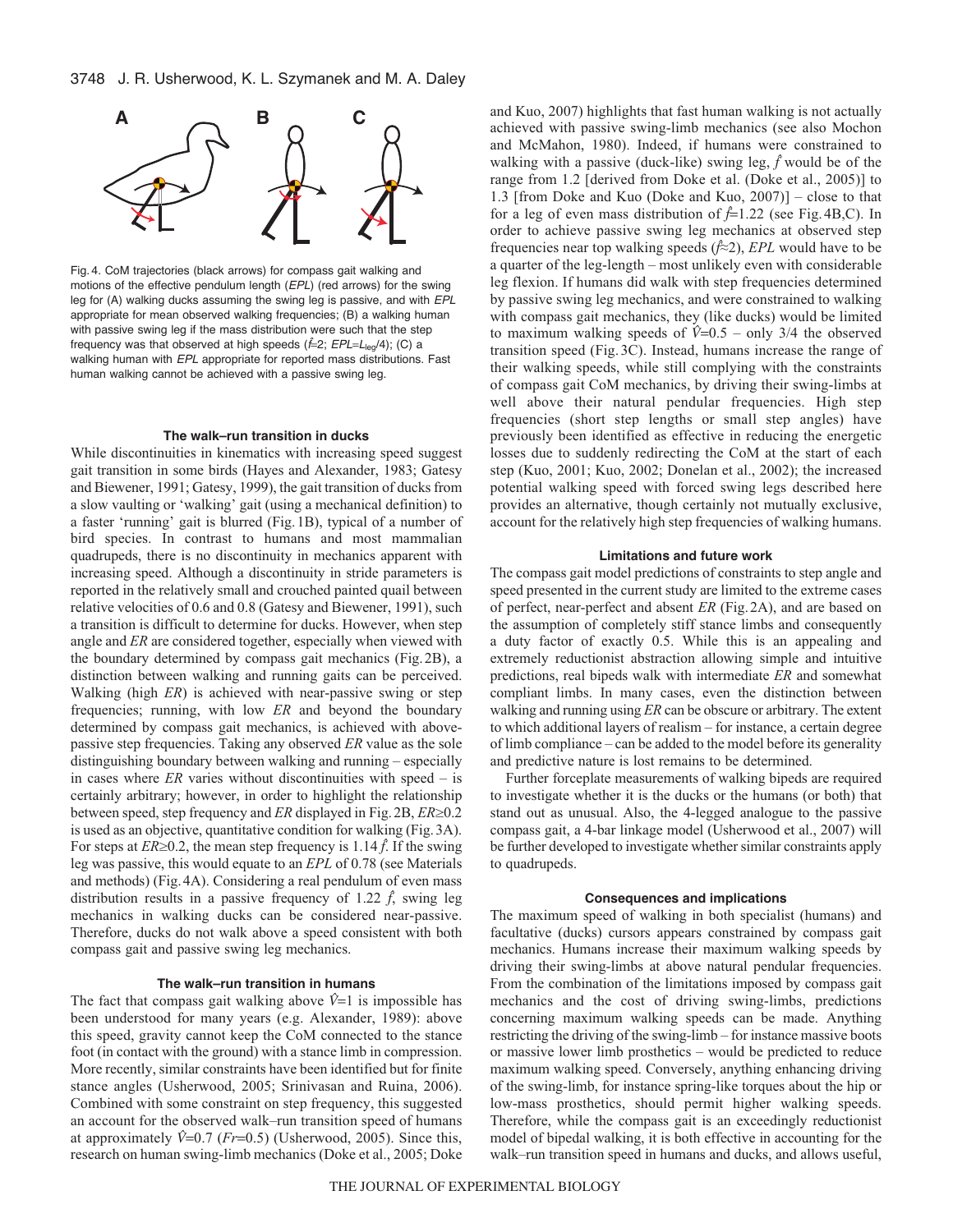Fig. 4. CoM trajectories (black arrows) for compass gait walking and motions of the effective pendulum length (*EPL*) (red arrows) for the swing leg for (A) walking ducks assuming the swing leg is passive, and with *EPL* appropriate for mean observed walking frequencies; (B) a walking human with passive swing leg if the mass distribution were such that the step frequency was that observed at high speeds ($\hat{f}$=2; *EPL*=$L_{leg}$/4); (C) a walking human with *EPL* appropriate for reported mass distributions. Fast human walking cannot be achieved with a passive swing leg.

### The walk–run transition in ducks

While discontinuities in kinematics with increasing speed suggest gait transition in some birds (Hayes and Alexander, 1983; Gatesy and Biewener, 1991; Gatesy, 1999), the gait transition of ducks from a slow vaulting or 'walking' gait (using a mechanical definition) to a faster 'running' gait is blurred (Fig. 1B), typical of a number of bird species. In contrast to humans and most mammalian quadrupeds, there is no discontinuity in mechanics apparent with increasing speed. Although a discontinuity in stride parameters is reported in the relatively small and crouched painted quail between relative velocities of 0.6 and 0.8 (Gatesy and Biewener, 1991), such a transition is difficult to determine for ducks. However, when step angle and *ER* are considered together, especially when viewed with the boundary determined by compass gait mechanics (Fig. 2B), a distinction between walking and running gaits can be perceived. Walking (high *ER*) is achieved with near-passive swing or step frequencies; running, with low *ER* and beyond the boundary determined by compass gait mechanics, is achieved with above-passive step frequencies. Taking any observed *ER* value as the sole distinguishing boundary between walking and running – especially in cases where *ER* varies without discontinuities with speed – is certainly arbitrary; however, in order to highlight the relationship between speed, step frequency and *ER* displayed in Fig. 2B, *ER*≥0.2 is used as an objective, quantitative condition for walking (Fig. 3A). For steps at *ER*≥0.2, the mean step frequency is 1.14 $\hat{f}$. If the swing leg was passive, this would equate to an *EPL* of 0.78 (see Materials and methods) (Fig. 4A). Considering a real pendulum of even mass distribution results in a passive frequency of 1.22 $\hat{f}$, swing leg mechanics in walking ducks can be considered near-passive. Therefore, ducks do not walk above a speed consistent with both compass gait and passive swing leg mechanics.

### The walk–run transition in humans

The fact that compass gait walking above $\hat{V}$=1 is impossible has been understood for many years (e.g. Alexander, 1989): above this speed, gravity cannot keep the CoM connected to the stance foot (in contact with the ground) with a stance limb in compression. More recently, similar constraints have been identified but for finite stance angles (Usherwood, 2005; Srinivasan and Ruina, 2006). Combined with some constraint on step frequency, this suggested an account for the observed walk–run transition speed of humans at approximately $\hat{V}$=0.7 (*Fr*=0.5) (Usherwood, 2005). Since this, research on human swing-limb mechanics (Doke et al., 2005; Doke and Kuo, 2007) highlights that fast human walking is not actually achieved with passive swing-limb mechanics (see also Mochon and McMahon, 1980). Indeed, if humans were constrained to walking with a passive (duck-like) swing leg, $\hat{f}$ would be of the range from 1.2 [derived from Doke et al. (Doke et al., 2005)] to 1.3 [from Doke and Kuo (Doke and Kuo, 2007)] – close to that for a leg of even mass distribution of $\hat{f}$=1.22 (see Fig. 4B,C). In order to achieve passive swing leg mechanics at observed step frequencies near top walking speeds ($\hat{f}$≈2), *EPL* would have to be a quarter of the leg-length – most unlikely even with considerable leg flexion. If humans did walk with step frequencies determined by passive swing leg mechanics, and were constrained to walking with compass gait mechanics, they (like ducks) would be limited to maximum walking speeds of $\hat{V}$=0.5 – only 3/4 the observed transition speed (Fig. 3C). Instead, humans increase the range of their walking speeds, while still complying with the constraints of compass gait CoM mechanics, by driving their swing-limbs at well above their natural pendular frequencies. High step frequencies (short step lengths or small step angles) have previously been identified as effective in reducing the energetic losses due to suddenly redirecting the CoM at the start of each step (Kuo, 2001; Kuo, 2002; Donelan et al., 2002); the increased potential walking speed with forced swing legs described here provides an alternative, though certainly not mutually exclusive, account for the relatively high step frequencies of walking humans.

### Limitations and future work

The compass gait model predictions of constraints to step angle and speed presented in the current study are limited to the extreme cases of perfect, near-perfect and absent *ER* (Fig. 2A), and are based on the assumption of completely stiff stance limbs and consequently a duty factor of exactly 0.5. While this is an appealing and extremely reductionist abstraction allowing simple and intuitive predictions, real bipeds walk with intermediate *ER* and somewhat compliant limbs. In many cases, even the distinction between walking and running using *ER* can be obscure or arbitrary. The extent to which additional layers of realism – for instance, a certain degree of limb compliance – can be added to the model before its generality and predictive nature is lost remains to be determined.

Further forceplate measurements of walking bipeds are required to investigate whether it is the ducks or the humans (or both) that stand out as unusual. Also, the 4-legged analogue to the passive compass gait, a 4-bar linkage model (Usherwood et al., 2007) will be further developed to investigate whether similar constraints apply to quadrupeds.

### Consequences and implications

The maximum speed of walking in both specialist (humans) and facultative (ducks) cursors appears constrained by compass gait mechanics. Humans increase their maximum walking speeds by driving their swing-limbs at above natural pendular frequencies. From the combination of the limitations imposed by compass gait mechanics and the cost of driving swing-limbs, predictions concerning maximum walking speeds can be made. Anything restricting the driving of the swing-limb – for instance massive boots or massive lower limb prosthetics – would be predicted to reduce maximum walking speed. Conversely, anything enhancing driving of the swing-limb, for instance spring-like torques about the hip or low-mass prosthetics, should permit higher walking speeds. Therefore, while the compass gait is an exceedingly reductionist model of bipedal walking, it is both effective in accounting for the walk–run transition speed in humans and ducks, and allows useful,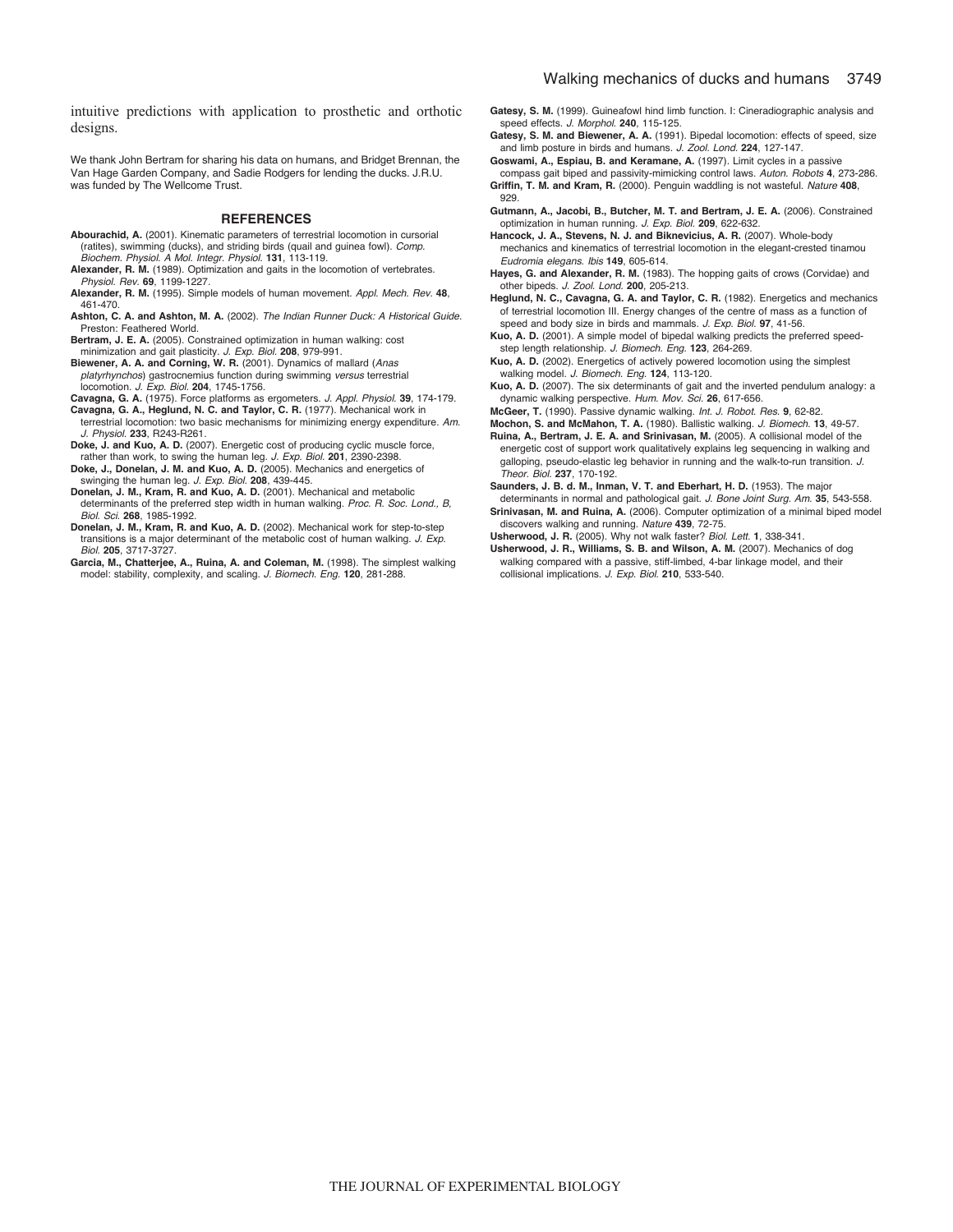intuitive predictions with application to prosthetic and orthotic designs.

We thank John Bertram for sharing his data on humans, and Bridget Brennan, the Van Hage Garden Company, and Sadie Rodgers for lending the ducks. J.R.U. was funded by The Wellcome Trust.

## REFERENCES

**Abourachid, A.** (2001). Kinematic parameters of terrestrial locomotion in cursorial (ratites), swimming (ducks), and striding birds (quail and guinea fowl). *Comp. Biochem. Physiol. A Mol. Integr. Physiol.* **131**, 113-119.

**Alexander, R. M.** (1989). Optimization and gaits in the locomotion of vertebrates. *Physiol. Rev.* **69**, 1199-1227.

**Alexander, R. M.** (1995). Simple models of human movement. *Appl. Mech. Rev.* **48**, 461-470.

**Ashton, C. A. and Ashton, M. A.** (2002). *The Indian Runner Duck: A Historical Guide*. Preston: Feathered World.

**Bertram, J. E. A.** (2005). Constrained optimization in human walking: cost minimization and gait plasticity. *J. Exp. Biol.* **208**, 979-991.

**Biewener, A. A. and Corning, W. R.** (2001). Dynamics of mallard (*Anas platyrhynchos*) gastrocnemius function during swimming *versus* terrestrial locomotion. *J. Exp. Biol.* **204**, 1745-1756.

**Cavagna, G. A.** (1975). Force platforms as ergometers. *J. Appl. Physiol.* **39**, 174-179.

**Cavagna, G. A., Heglund, N. C. and Taylor, C. R.** (1977). Mechanical work in terrestrial locomotion: two basic mechanisms for minimizing energy expenditure. *Am. J. Physiol.* **233**, R243-R261.

**Doke, J. and Kuo, A. D.** (2007). Energetic cost of producing cyclic muscle force, rather than work, to swing the human leg. *J. Exp. Biol.* **201**, 2390-2398.

**Doke, J., Donelan, J. M. and Kuo, A. D.** (2005). Mechanics and energetics of swinging the human leg. *J. Exp. Biol.* **208**, 439-445.

**Donelan, J. M., Kram, R. and Kuo, A. D.** (2001). Mechanical and metabolic determinants of the preferred step width in human walking. *Proc. R. Soc. Lond., B, Biol. Sci.* **268**, 1985-1992.

**Donelan, J. M., Kram, R. and Kuo, A. D.** (2002). Mechanical work for step-to-step transitions is a major determinant of the metabolic cost of human walking. *J. Exp. Biol.* **205**, 3717-3727.

**Garcia, M., Chatterjee, A., Ruina, A. and Coleman, M.** (1998). The simplest walking model: stability, complexity, and scaling. *J. Biomech. Eng.* **120**, 281-288.

**Gatesy, S. M.** (1999). Guineafowl hind limb function. I: Cineradiographic analysis and speed effects. *J. Morphol.* **240**, 115-125.

**Gatesy, S. M. and Biewener, A. A.** (1991). Bipedal locomotion: effects of speed, size and limb posture in birds and humans. *J. Zool. Lond.* **224**, 127-147.

**Goswami, A., Espiau, B. and Keramane, A.** (1997). Limit cycles in a passive compass gait biped and passivity-mimicking control laws. *Auton. Robots* **4**, 273-286.

**Griffin, T. M. and Kram, R.** (2000). Penguin waddling is not wasteful. *Nature* **408**, 929.

**Gutmann, A., Jacobi, B., Butcher, M. T. and Bertram, J. E. A.** (2006). Constrained optimization in human running. *J. Exp. Biol.* **209**, 622-632.

**Hancock, J. A., Stevens, N. J. and Biknevicius, A. R.** (2007). Whole-body mechanics and kinematics of terrestrial locomotion in the elegant-crested tinamou *Eudromia elegans*. *Ibis* **149**, 605-614.

**Hayes, G. and Alexander, R. M.** (1983). The hopping gaits of crows (Corvidae) and other bipeds. *J. Zool. Lond.* **200**, 205-213.

**Heglund, N. C., Cavagna, G. A. and Taylor, C. R.** (1982). Energetics and mechanics of terrestrial locomotion III. Energy changes of the centre of mass as a function of speed and body size in birds and mammals. *J. Exp. Biol.* **97**, 41-56.

**Kuo, A. D.** (2001). A simple model of bipedal walking predicts the preferred speed-step length relationship. *J. Biomech. Eng.* **123**, 264-269.

**Kuo, A. D.** (2002). Energetics of actively powered locomotion using the simplest walking model. *J. Biomech. Eng.* **124**, 113-120.

**Kuo, A. D.** (2007). The six determinants of gait and the inverted pendulum analogy: a dynamic walking perspective. *Hum. Mov. Sci.* **26**, 617-656.

**McGeer, T.** (1990). Passive dynamic walking. *Int. J. Robot. Res.* **9**, 62-82.

**Mochon, S. and McMahon, T. A.** (1980). Ballistic walking. *J. Biomech.* **13**, 49-57.

**Ruina, A., Bertram, J. E. A. and Srinivasan, M.** (2005). A collisional model of the energetic cost of support work qualitatively explains leg sequencing in walking and galloping, pseudo-elastic leg behavior in running and the walk-to-run transition. *J. Theor. Biol.* **237**, 170-192.

**Saunders, J. B. d. M., Inman, V. T. and Eberhart, H. D.** (1953). The major determinants in normal and pathological gait. *J. Bone Joint Surg. Am.* **35**, 543-558.

**Srinivasan, M. and Ruina, A.** (2006). Computer optimization of a minimal biped model discovers walking and running. *Nature* **439**, 72-75.

**Usherwood, J. R.** (2005). Why not walk faster? *Biol. Lett.* **1**, 338-341.

**Usherwood, J. R., Williams, S. B. and Wilson, A. M.** (2007). Mechanics of dog walking compared with a passive, stiff-limbed, 4-bar linkage model, and their collisional implications. *J. Exp. Biol.* **210**, 533-540.